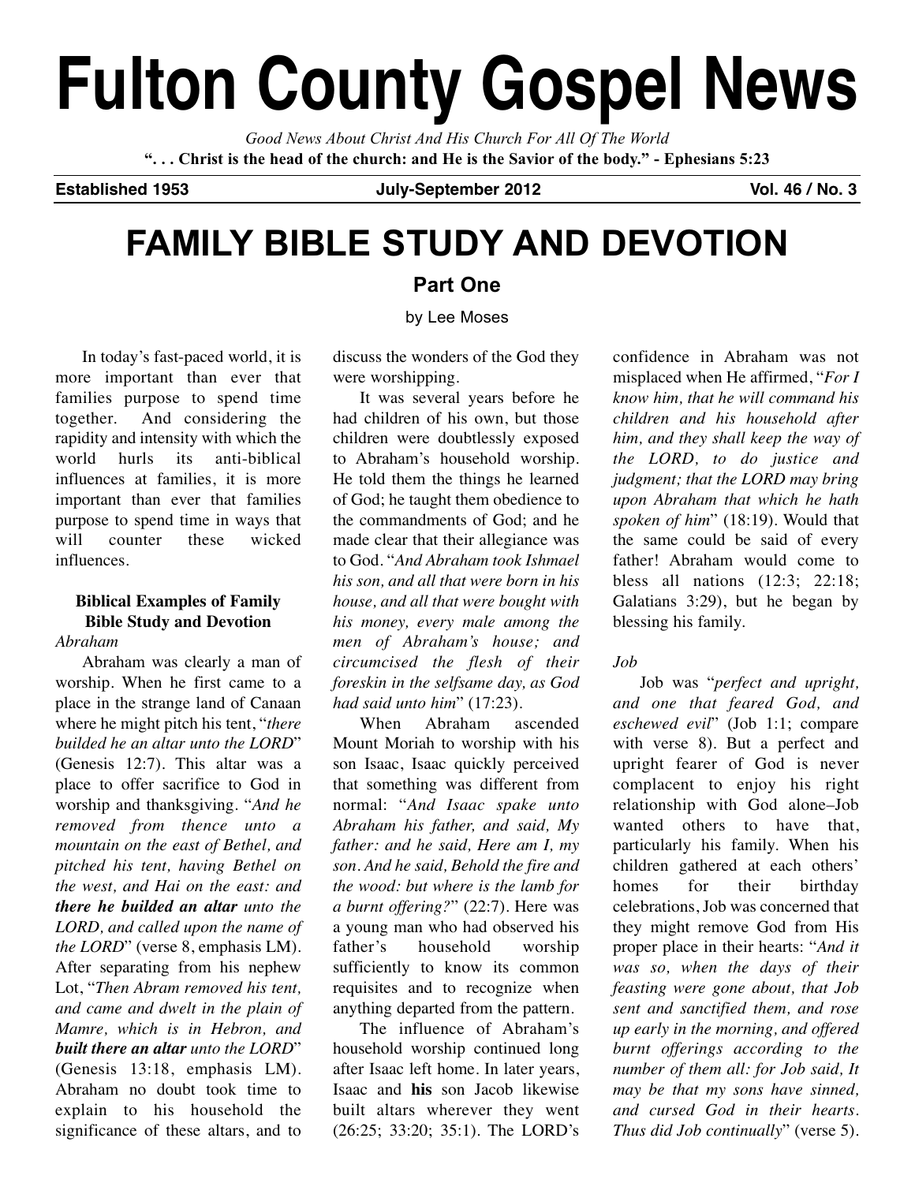# Fulton County Gospel News

*Good News About Christ And His Church For All Of The World*

**". . . Christ is the head of the church: and He is the Savior of the body." - Ephesians 5:23**

**Established 1953** **July-September 2012** **Vol. 46 / No. 3**

# FAMILY BIBLE STUDY AND DEVOTION

## Part One

by Lee Moses

In today's fast-paced world, it is more important than ever that families purpose to spend time together. And considering the rapidity and intensity with which the world hurls its anti-biblical influences at families, it is more important than ever that families purpose to spend time in ways that will counter these wicked influences.

### Biblical Examples of Family Bible Study and Devotion

*Abraham*

Abraham was clearly a man of worship. When he first came to a place in the strange land of Canaan where he might pitch his tent, "*there builded he an altar unto the LORD*" (Genesis 12:7). This altar was a place to offer sacrifice to God in worship and thanksgiving. "*And he removed from thence unto a mountain on the east of Bethel, and pitched his tent, having Bethel on the west, and Hai on the east: and* ***there he builded an altar*** *unto the LORD, and called upon the name of the LORD*" (verse 8, emphasis LM). After separating from his nephew Lot, "*Then Abram removed his tent, and came and dwelt in the plain of Mamre, which is in Hebron, and* ***built there an altar*** *unto the LORD*" (Genesis 13:18, emphasis LM). Abraham no doubt took time to explain to his household the significance of these altars, and to discuss the wonders of the God they were worshipping.

It was several years before he had children of his own, but those children were doubtlessly exposed to Abraham's household worship. He told them the things he learned of God; he taught them obedience to the commandments of God; and he made clear that their allegiance was to God. "*And Abraham took Ishmael his son, and all that were born in his house, and all that were bought with his money, every male among the men of Abraham's house; and circumcised the flesh of their foreskin in the selfsame day, as God had said unto him*" (17:23).

When Abraham ascended Mount Moriah to worship with his son Isaac, Isaac quickly perceived that something was different from normal: "*And Isaac spake unto Abraham his father, and said, My father: and he said, Here am I, my son. And he said, Behold the fire and the wood: but where is the lamb for a burnt offering?*" (22:7). Here was a young man who had observed his father's household worship sufficiently to know its common requisites and to recognize when anything departed from the pattern.

The influence of Abraham's household worship continued long after Isaac left home. In later years, Isaac and **his** son Jacob likewise built altars wherever they went (26:25; 33:20; 35:1). The LORD's confidence in Abraham was not misplaced when He affirmed, "*For I know him, that he will command his children and his household after him, and they shall keep the way of the LORD, to do justice and judgment; that the LORD may bring upon Abraham that which he hath spoken of him*" (18:19). Would that the same could be said of every father! Abraham would come to bless all nations (12:3; 22:18; Galatians 3:29), but he began by blessing his family.

*Job*

Job was "*perfect and upright, and one that feared God, and eschewed evil*" (Job 1:1; compare with verse 8). But a perfect and upright fearer of God is never complacent to enjoy his right relationship with God alone–Job wanted others to have that, particularly his family. When his children gathered at each others' homes for their birthday celebrations, Job was concerned that they might remove God from His proper place in their hearts: "*And it was so, when the days of their feasting were gone about, that Job sent and sanctified them, and rose up early in the morning, and offered burnt offerings according to the number of them all: for Job said, It may be that my sons have sinned, and cursed God in their hearts. Thus did Job continually*" (verse 5).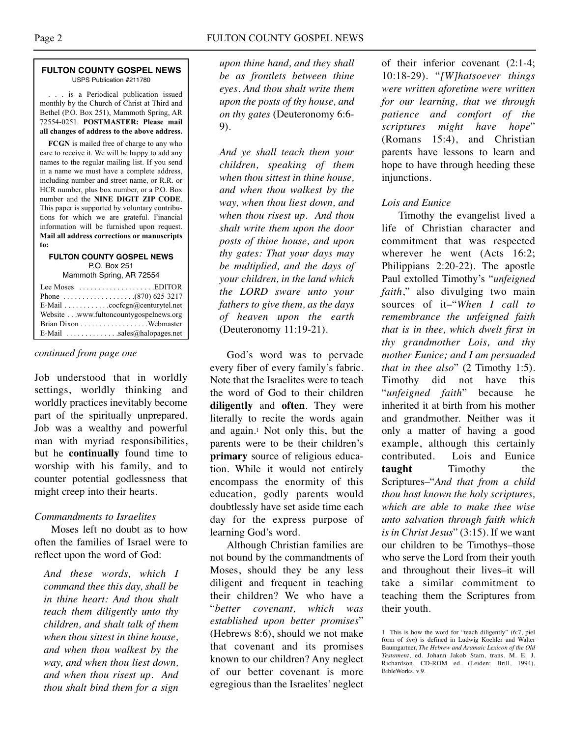**FULTON COUNTY GOSPEL NEWS**
USPS Publication #211780

. . . is a Periodical publication issued monthly by the Church of Christ at Third and Bethel (P.O. Box 251), Mammoth Spring, AR 72554-0251. **POSTMASTER: Please mail all changes of address to the above address.**

**FCGN** is mailed free of charge to any who care to receive it. We will be happy to add any names to the regular mailing list. If you send in a name we must have a complete address, including number and street name, or R.R. or HCR number, plus box number, or a P.O. Box number and the **NINE DIGIT ZIP CODE**. This paper is supported by voluntary contributions for which we are grateful. Financial information will be furnished upon request. **Mail all address corrections or manuscripts to:**

**FULTON COUNTY GOSPEL NEWS**
P.O. Box 251
Mammoth Spring, AR 72554

Lee Moses . . . . . . . . . . . . . . . . . . . .EDITOR
Phone . . . . . . . . . . . . . . . . . . .(870) 625-3217
E-Mail . . . . . . . . . . . .cocfcgn@centurytel.net
Website . . .www.fultoncountygospelnews.org
Brian Dixon . . . . . . . . . . . . . . . . . .Webmaster
E-Mail . . . . . . . . . . . . . .sales@halopages.net

*continued from page one*

Job understood that in worldly settings, worldly thinking and worldly practices inevitably become part of the spiritually unprepared. Job was a wealthy and powerful man with myriad responsibilities, but he **continually** found time to worship with his family, and to counter potential godlessness that might creep into their hearts.

*Commandments to Israelites*

Moses left no doubt as to how often the families of Israel were to reflect upon the word of God:

> *And these words, which I command thee this day, shall be in thine heart: And thou shalt teach them diligently unto thy children, and shalt talk of them when thou sittest in thine house, and when thou walkest by the way, and when thou liest down, and when thou risest up. And thou shalt bind them for a sign upon thine hand, and they shall be as frontlets between thine eyes. And thou shalt write them upon the posts of thy house, and on thy gates* (Deuteronomy 6:6-9).

> *And ye shall teach them your children, speaking of them when thou sittest in thine house, and when thou walkest by the way, when thou liest down, and when thou risest up. And thou shalt write them upon the door posts of thine house, and upon thy gates: That your days may be multiplied, and the days of your children, in the land which the LORD sware unto your fathers to give them, as the days of heaven upon the earth* (Deuteronomy 11:19-21).

God's word was to pervade every fiber of every family's fabric. Note that the Israelites were to teach the word of God to their children **diligently** and **often**. They were literally to recite the words again and again.[1] Not only this, but the parents were to be their children's **primary** source of religious education. While it would not entirely encompass the enormity of this education, godly parents would doubtlessly have set aside time each day for the express purpose of learning God's word.

Although Christian families are not bound by the commandments of Moses, should they be any less diligent and frequent in teaching their children? We who have a "*better covenant, which was established upon better promises*" (Hebrews 8:6), should we not make that covenant and its promises known to our children? Any neglect of our better covenant is more egregious than the Israelites' neglect of their inferior covenant (2:1-4; 10:18-29). "*[W]hatsoever things were written aforetime were written for our learning, that we through patience and comfort of the scriptures might have hope*" (Romans 15:4), and Christian parents have lessons to learn and hope to have through heeding these injunctions.

*Lois and Eunice*

Timothy the evangelist lived a life of Christian character and commitment that was respected wherever he went (Acts 16:2; Philippians 2:20-22). The apostle Paul extolled Timothy's "*unfeigned faith*," also divulging two main sources of it–"*When I call to remembrance the unfeigned faith that is in thee, which dwelt first in thy grandmother Lois, and thy mother Eunice; and I am persuaded that in thee also*" (2 Timothy 1:5). Timothy did not have this "*unfeigned faith*" because he inherited it at birth from his mother and grandmother. Neither was it only a matter of having a good example, although this certainly contributed. Lois and Eunice **taught** Timothy the Scriptures–"*And that from a child thou hast known the holy scriptures, which are able to make thee wise unto salvation through faith which is in Christ Jesus*" (3:15). If we want our children to be Timothys–those who serve the Lord from their youth and throughout their lives–it will take a similar commitment to teaching them the Scriptures from their youth.

1 This is how the word for "teach diligently" (6:7, piel form of *šnn*) is defined in Ludwig Koehler and Walter Baumgartner, *The Hebrew and Aramaic Lexicon of the Old Testament*, ed. Johann Jakob Stam, trans. M. E. J. Richardson, CD-ROM ed. (Leiden: Brill, 1994), BibleWorks, v.9.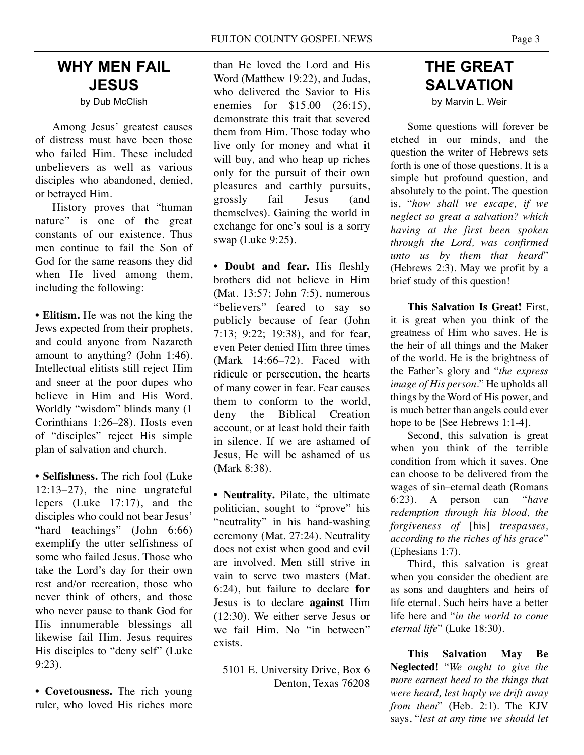# WHY MEN FAIL JESUS

by Dub McClish

Among Jesus' greatest causes of distress must have been those who failed Him. These included unbelievers as well as various disciples who abandoned, denied, or betrayed Him.

History proves that "human nature" is one of the great constants of our existence. Thus men continue to fail the Son of God for the same reasons they did when He lived among them, including the following:

• **Elitism.** He was not the king the Jews expected from their prophets, and could anyone from Nazareth amount to anything? (John 1:46). Intellectual elitists still reject Him and sneer at the poor dupes who believe in Him and His Word. Worldly "wisdom" blinds many (1 Corinthians 1:26–28). Hosts even of "disciples" reject His simple plan of salvation and church.

• **Selfishness.** The rich fool (Luke 12:13–27), the nine ungrateful lepers (Luke 17:17), and the disciples who could not bear Jesus' "hard teachings" (John 6:66) exemplify the utter selfishness of some who failed Jesus. Those who take the Lord's day for their own rest and/or recreation, those who never think of others, and those who never pause to thank God for His innumerable blessings all likewise fail Him. Jesus requires His disciples to "deny self" (Luke 9:23).

• **Covetousness.** The rich young ruler, who loved His riches more than He loved the Lord and His Word (Matthew 19:22), and Judas, who delivered the Savior to His enemies for $15.00 (26:15), demonstrate this trait that severed them from Him. Those today who live only for money and what it will buy, and who heap up riches only for the pursuit of their own pleasures and earthly pursuits, grossly fail Jesus (and themselves). Gaining the world in exchange for one's soul is a sorry swap (Luke 9:25).

• **Doubt and fear.** His fleshly brothers did not believe in Him (Mat. 13:57; John 7:5), numerous "believers" feared to say so publicly because of fear (John 7:13; 9:22; 19:38), and for fear, even Peter denied Him three times (Mark 14:66–72). Faced with ridicule or persecution, the hearts of many cower in fear. Fear causes them to conform to the world, deny the Biblical Creation account, or at least hold their faith in silence. If we are ashamed of Jesus, He will be ashamed of us (Mark 8:38).

• **Neutrality.** Pilate, the ultimate politician, sought to "prove" his "neutrality" in his hand-washing ceremony (Mat. 27:24). Neutrality does not exist when good and evil are involved. Men still strive in vain to serve two masters (Mat. 6:24), but failure to declare **for** Jesus is to declare **against** Him (12:30). We either serve Jesus or we fail Him. No "in between" exists.

5101 E. University Drive, Box 6
Denton, Texas 76208

# THE GREAT SALVATION

by Marvin L. Weir

Some questions will forever be etched in our minds, and the question the writer of Hebrews sets forth is one of those questions. It is a simple but profound question, and absolutely to the point. The question is, "*how shall we escape, if we neglect so great a salvation? which having at the first been spoken through the Lord, was confirmed unto us by them that heard*" (Hebrews 2:3). May we profit by a brief study of this question!

**This Salvation Is Great!** First, it is great when you think of the greatness of Him who saves. He is the heir of all things and the Maker of the world. He is the brightness of the Father's glory and "*the express image of His person*." He upholds all things by the Word of His power, and is much better than angels could ever hope to be [See Hebrews 1:1-4].

Second, this salvation is great when you think of the terrible condition from which it saves. One can choose to be delivered from the wages of sin–eternal death (Romans 6:23). A person can "*have redemption through his blood, the forgiveness of* [his] *trespasses, according to the riches of his grace*" (Ephesians 1:7).

Third, this salvation is great when you consider the obedient are as sons and daughters and heirs of life eternal. Such heirs have a better life here and "*in the world to come eternal life*" (Luke 18:30).

**This Salvation May Be Neglected!** "*We ought to give the more earnest heed to the things that were heard, lest haply we drift away from them*" (Heb. 2:1). The KJV says, "*lest at any time we should let*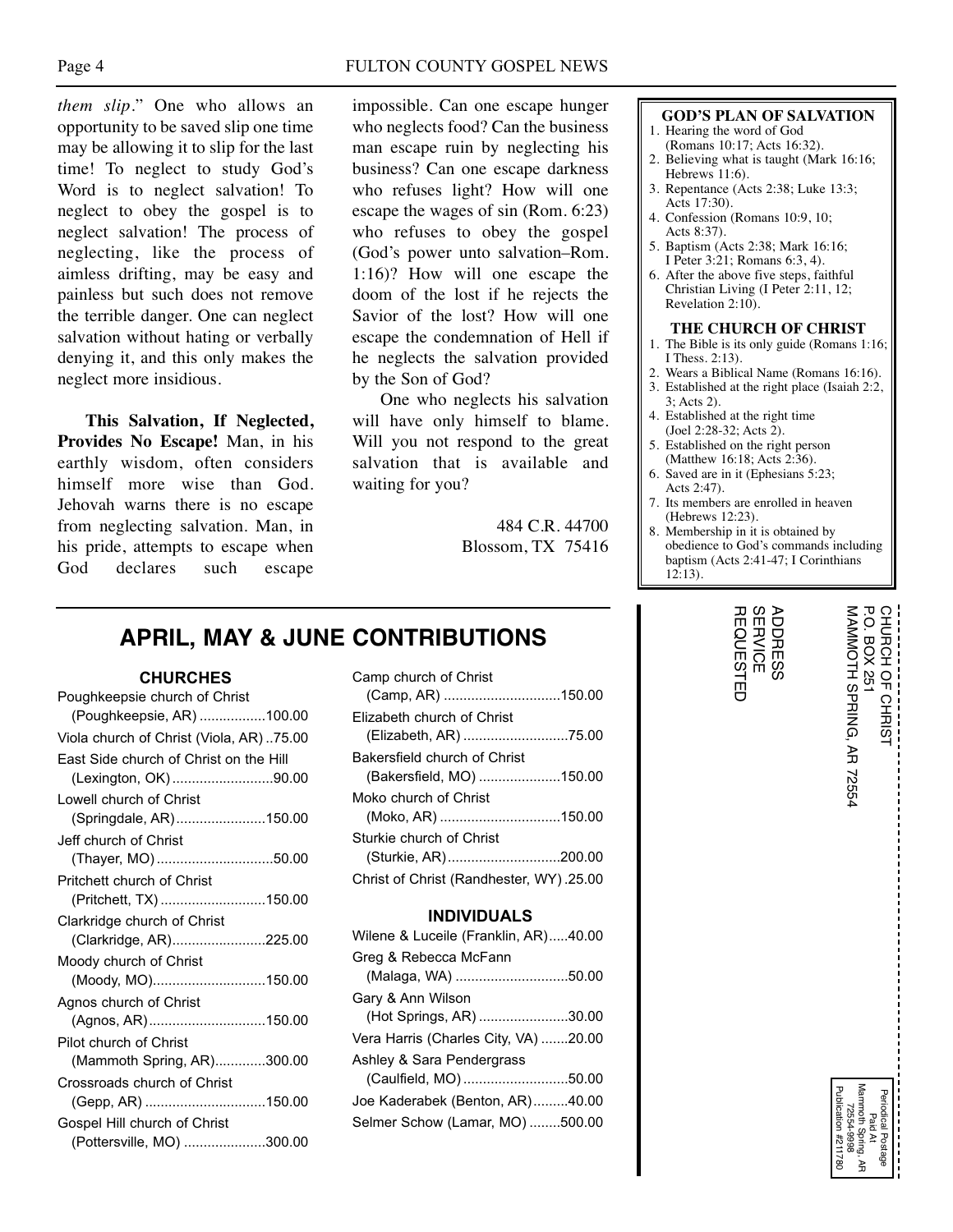*them slip*." One who allows an opportunity to be saved slip one time may be allowing it to slip for the last time! To neglect to study God's Word is to neglect salvation! To neglect to obey the gospel is to neglect salvation! The process of neglecting, like the process of aimless drifting, may be easy and painless but such does not remove the terrible danger. One can neglect salvation without hating or verbally denying it, and this only makes the neglect more insidious.

**This Salvation, If Neglected, Provides No Escape!** Man, in his earthly wisdom, often considers himself more wise than God. Jehovah warns there is no escape from neglecting salvation. Man, in his pride, attempts to escape when God declares such escape impossible. Can one escape hunger who neglects food? Can the business man escape ruin by neglecting his business? Can one escape darkness who refuses light? How will one escape the wages of sin (Rom. 6:23) who refuses to obey the gospel (God's power unto salvation–Rom. 1:16)? How will one escape the doom of the lost if he rejects the Savior of the lost? How will one escape the condemnation of Hell if he neglects the salvation provided by the Son of God?

One who neglects his salvation will have only himself to blame. Will you not respond to the great salvation that is available and waiting for you?

484 C.R. 44700
Blossom, TX 75416

### GOD'S PLAN OF SALVATION

1. Hearing the word of God (Romans 10:17; Acts 16:32).
2. Believing what is taught (Mark 16:16; Hebrews 11:6).
3. Repentance (Acts 2:38; Luke 13:3; Acts 17:30).
4. Confession (Romans 10:9, 10; Acts 8:37).
5. Baptism (Acts 2:38; Mark 16:16; I Peter 3:21; Romans 6:3, 4).
6. After the above five steps, faithful Christian Living (I Peter 2:11, 12; Revelation 2:10).

### THE CHURCH OF CHRIST

1. The Bible is its only guide (Romans 1:16; I Thess. 2:13).
2. Wears a Biblical Name (Romans 16:16).
3. Established at the right place (Isaiah 2:2, 3; Acts 2).
4. Established at the right time (Joel 2:28-32; Acts 2).
5. Established on the right person (Matthew 16:18; Acts 2:36).
6. Saved are in it (Ephesians 5:23; Acts 2:47).
7. Its members are enrolled in heaven (Hebrews 12:23).
8. Membership in it is obtained by obedience to God's commands including baptism (Acts 2:41-47; I Corinthians 12:13).

## APRIL, MAY & JUNE CONTRIBUTIONS

### CHURCHES

Poughkeepsie church of Christ (Poughkeepsie, AR) ................100.00
Viola church of Christ (Viola, AR) ..75.00
East Side church of Christ on the Hill (Lexington, OK) ..........................90.00
Lowell church of Christ (Springdale, AR).......................150.00
Jeff church of Christ (Thayer, MO) ..............................50.00
Pritchett church of Christ (Pritchett, TX) ...........................150.00
Clarkridge church of Christ (Clarkridge, AR)........................225.00
Moody church of Christ (Moody, MO).............................150.00
Agnos church of Christ (Agnos, AR)..............................150.00
Pilot church of Christ (Mammoth Spring, AR).............300.00
Crossroads church of Christ (Gepp, AR) ..............................150.00
Gospel Hill church of Christ (Pottersville, MO) .....................300.00
Camp church of Christ (Camp, AR) ..............................150.00
Elizabeth church of Christ (Elizabeth, AR) ...........................75.00
Bakersfield church of Christ (Bakersfield, MO) .....................150.00
Moko church of Christ (Moko, AR) ...............................150.00
Sturkie church of Christ (Sturkie, AR).............................200.00
Christ of Christ (Randhester, WY) .25.00

### INDIVIDUALS

Wilene & Luceile (Franklin, AR).....40.00
Greg & Rebecca McFann (Malaga, WA) .............................50.00
Gary & Ann Wilson (Hot Springs, AR) .......................30.00
Vera Harris (Charles City, VA) .......20.00
Ashley & Sara Pendergrass (Caulfield, MO) ...........................50.00
Joe Kaderabek (Benton, AR).........40.00
Selmer Schow (Lamar, MO) ........500.00

CHURCH OF CHRIST
P.O. BOX 251
MAMMOTH SPRING, AR 72554

ADDRESS SERVICE REQUESTED

Periodical Postage Paid At Mammoth Spring, AR 72554-9998 Publication #211780